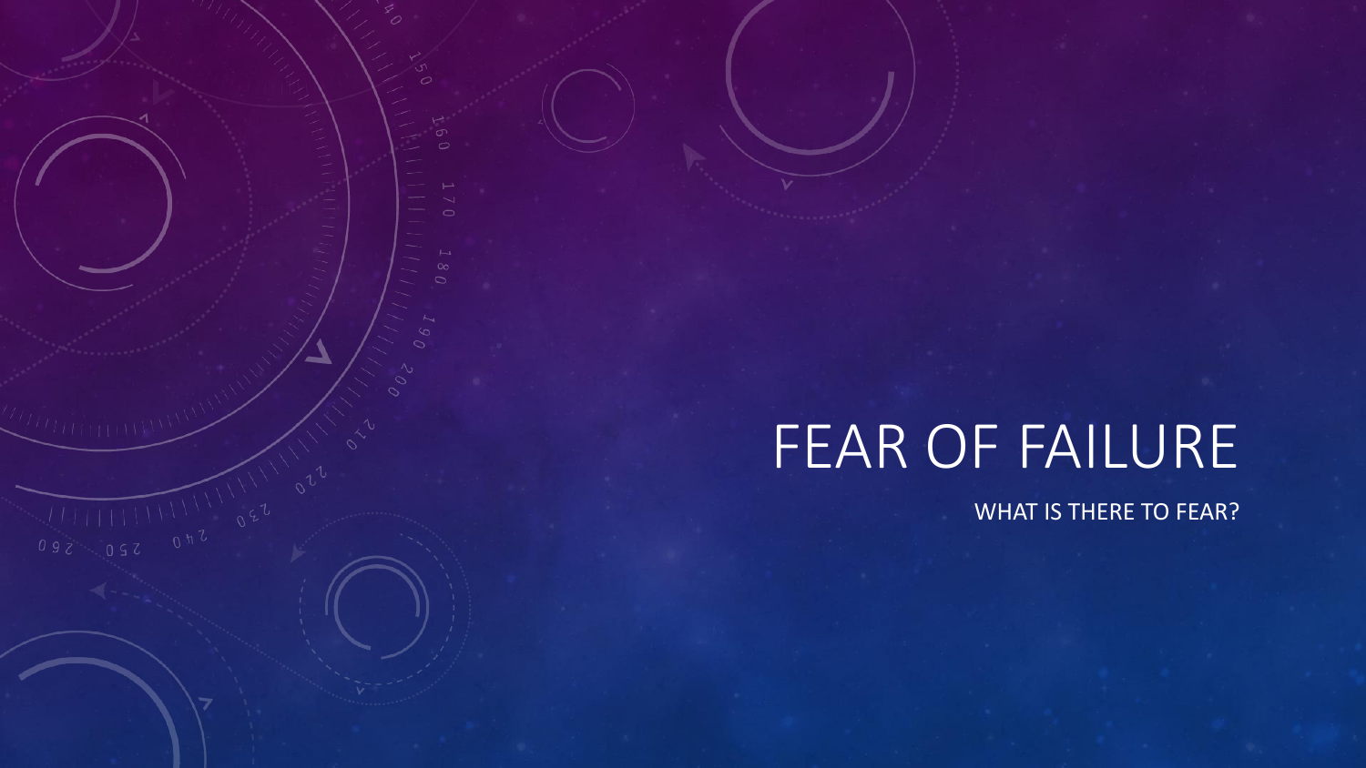# FEAR OF FAILURE

WHAT IS THERE TO FEAR?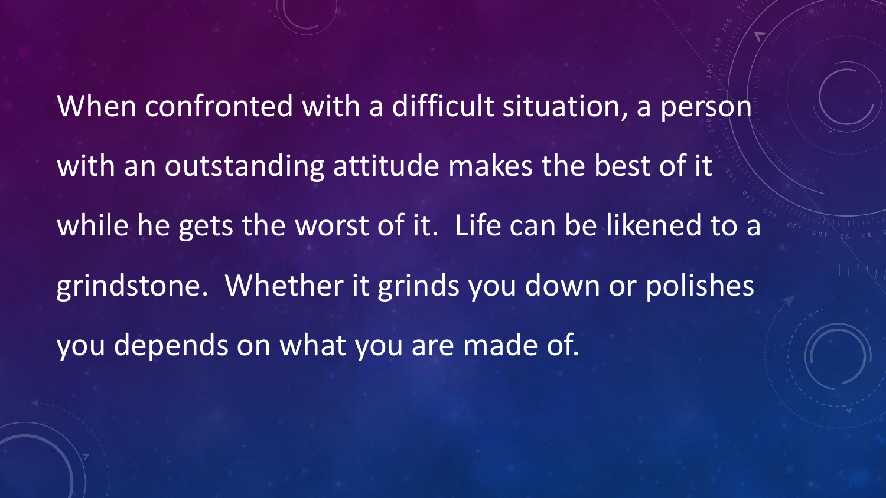When confronted with a difficult situation, a person with an outstanding attitude makes the best of it while he gets the worst of it.  Life can be likened to a grindstone.  Whether it grinds you down or polishes you depends on what you are made of.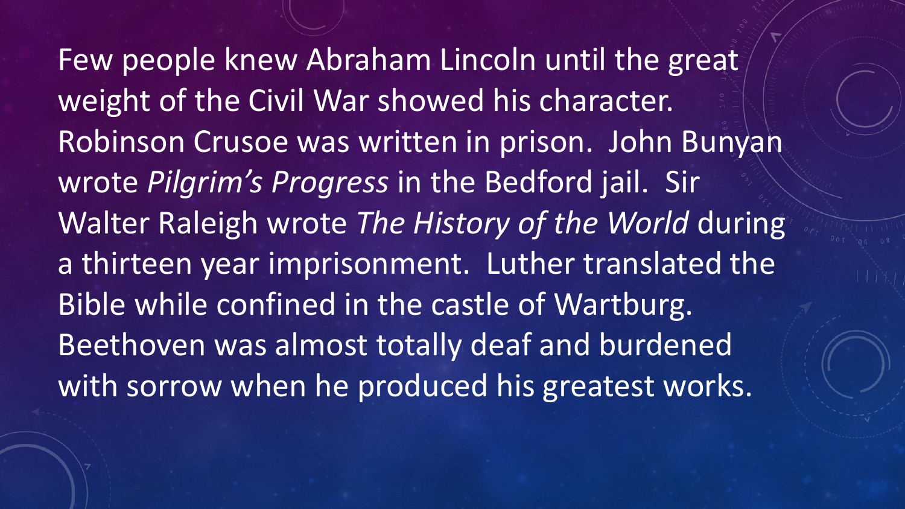Few people knew Abraham Lincoln until the great weight of the Civil War showed his character. Robinson Crusoe was written in prison. John Bunyan wrote *Pilgrim's Progress* in the Bedford jail. Sir Walter Raleigh wrote *The History of the World* during a thirteen year imprisonment. Luther translated the Bible while confined in the castle of Wartburg. Beethoven was almost totally deaf and burdened with sorrow when he produced his greatest works.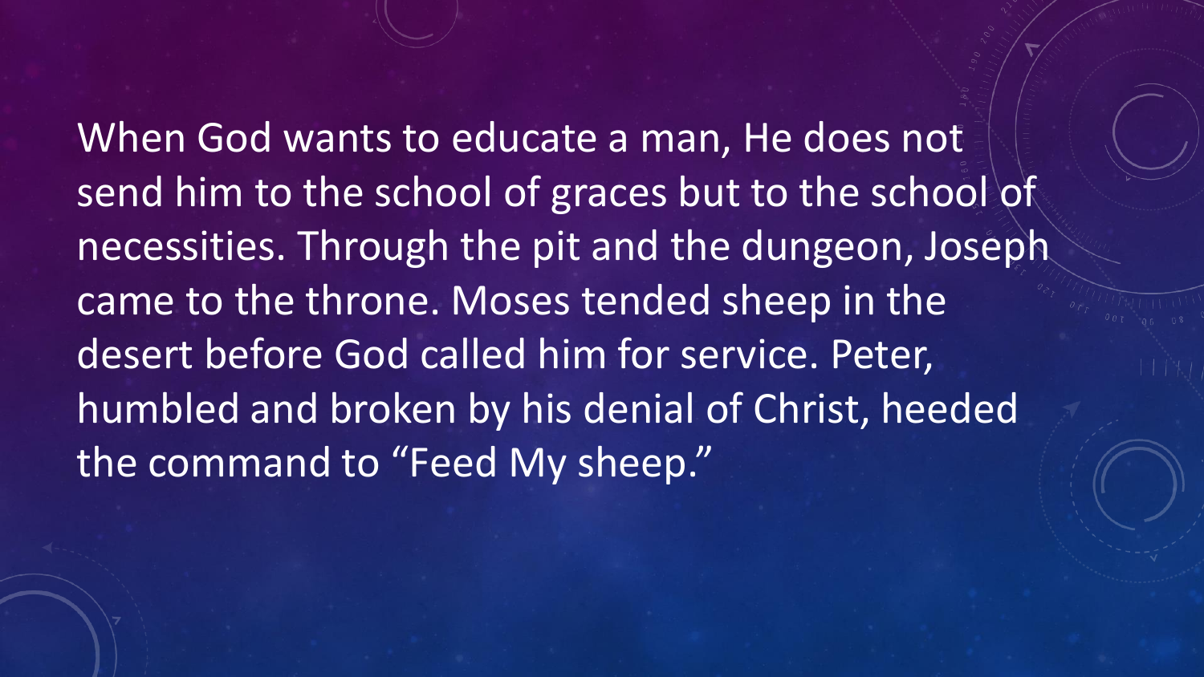When God wants to educate a man, He does not send him to the school of graces but to the school of necessities. Through the pit and the dungeon, Joseph came to the throne. Moses tended sheep in the desert before God called him for service. Peter, humbled and broken by his denial of Christ, heeded the command to "Feed My sheep."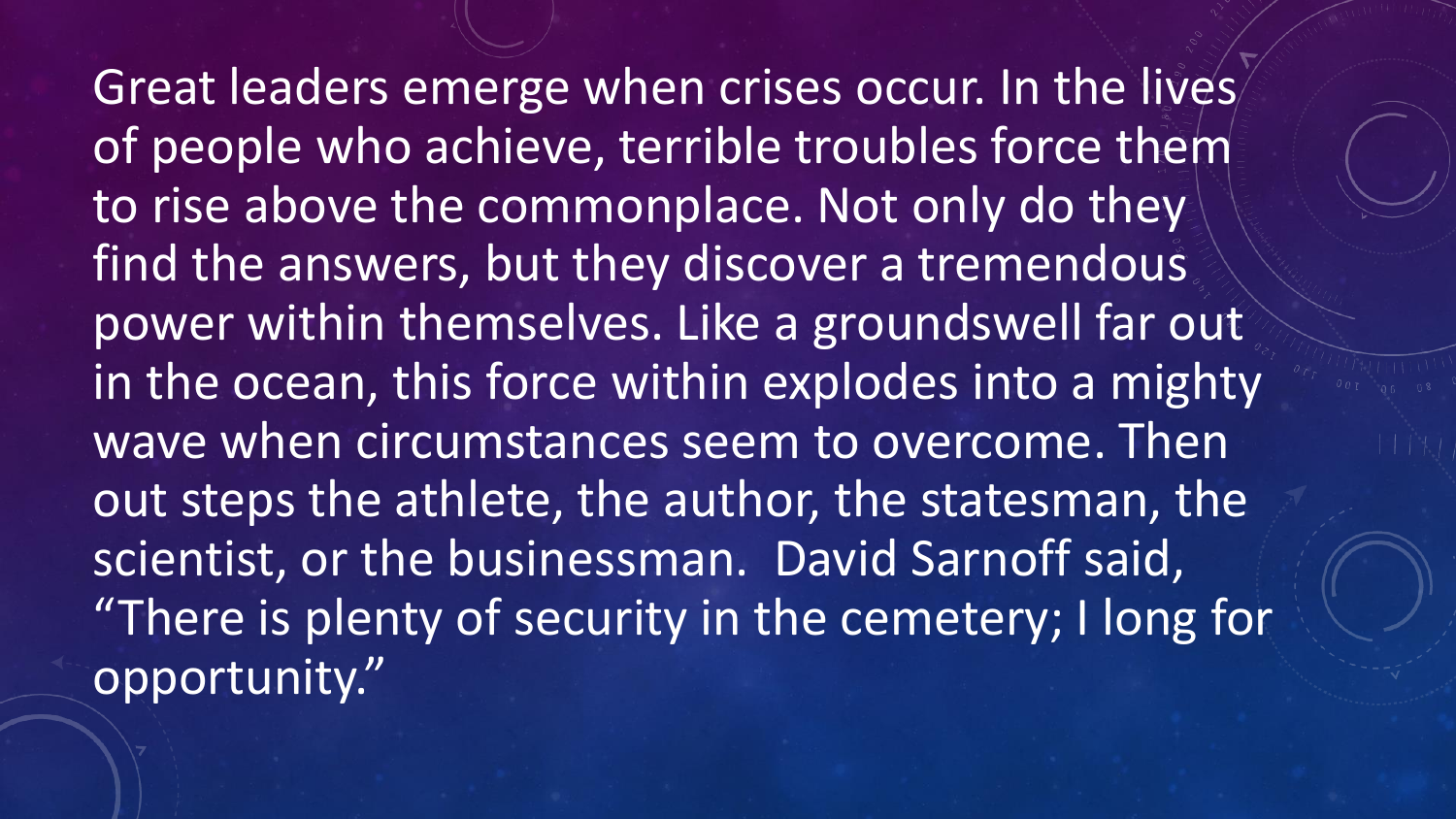Great leaders emerge when crises occur. In the lives of people who achieve, terrible troubles force them to rise above the commonplace. Not only do they find the answers, but they discover a tremendous power within themselves. Like a groundswell far out in the ocean, this force within explodes into a mighty wave when circumstances seem to overcome. Then out steps the athlete, the author, the statesman, the scientist, or the businessman.  David Sarnoff said, "There is plenty of security in the cemetery; I long for opportunity."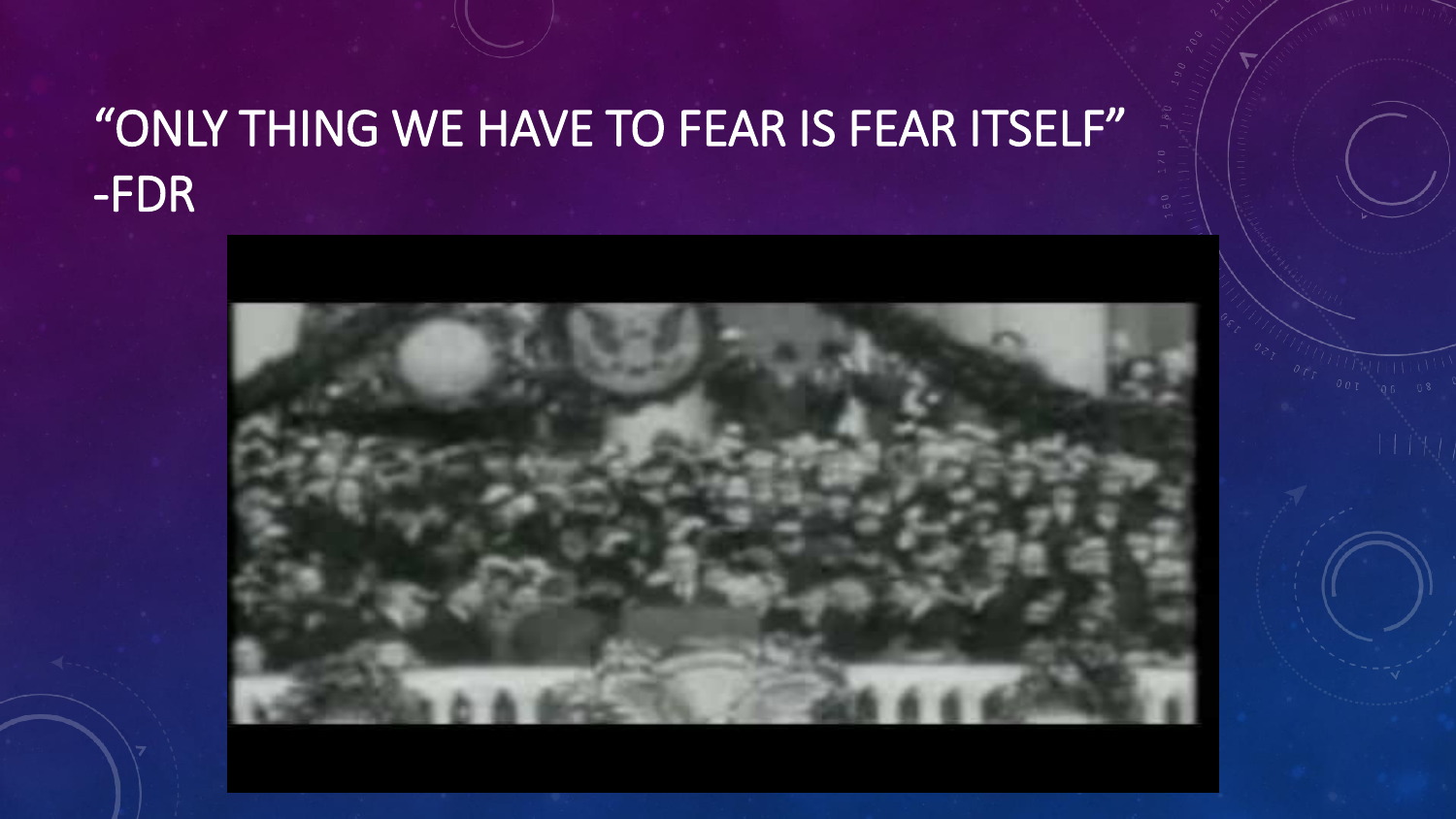# "ONLY THING WE HAVE TO FEAR IS FEAR ITSELF" -FDR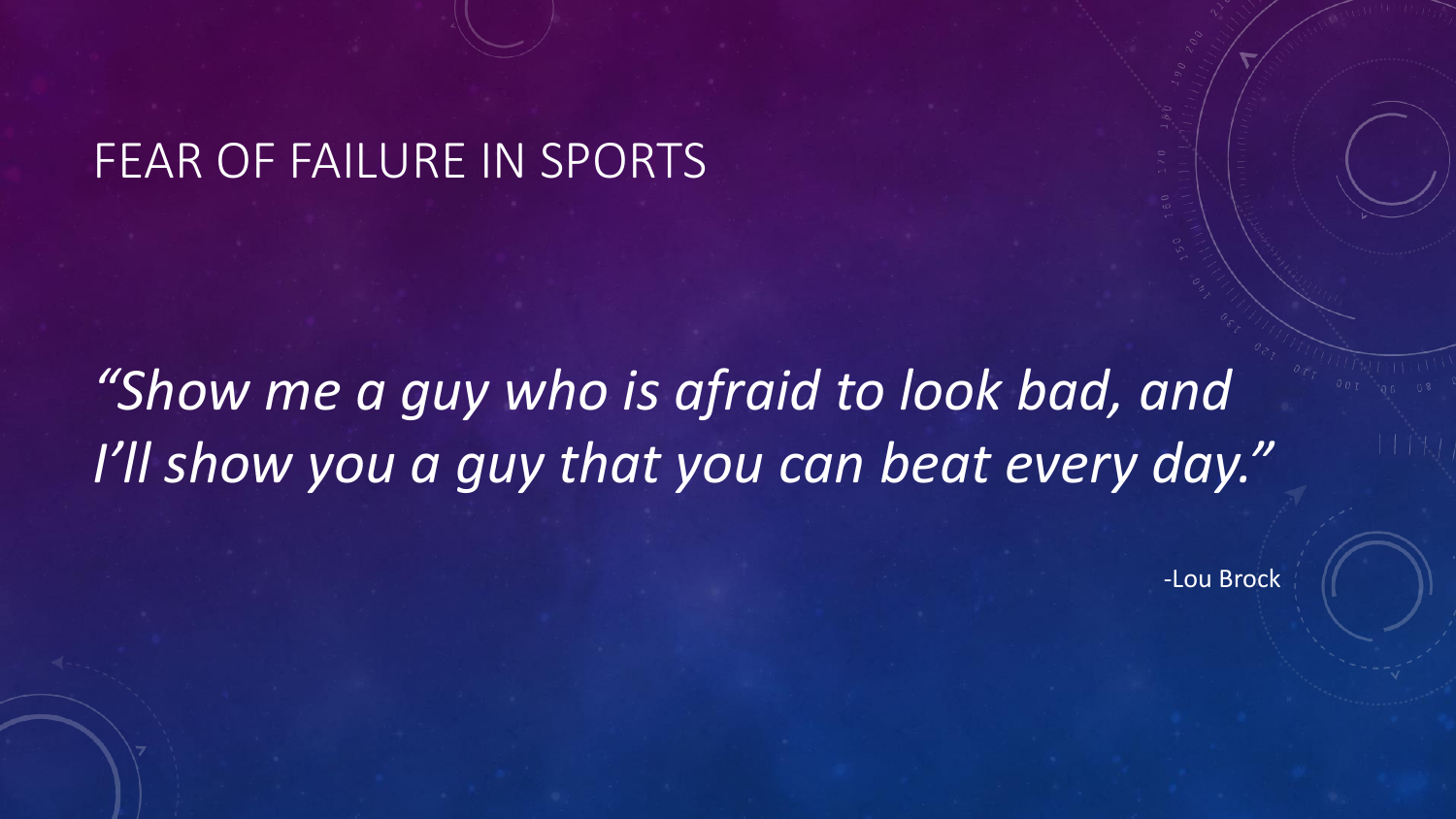# FEAR OF FAILURE IN SPORTS

*"Show me a guy who is afraid to look bad, and I'll show you a guy that you can beat every day."*

-Lou Brock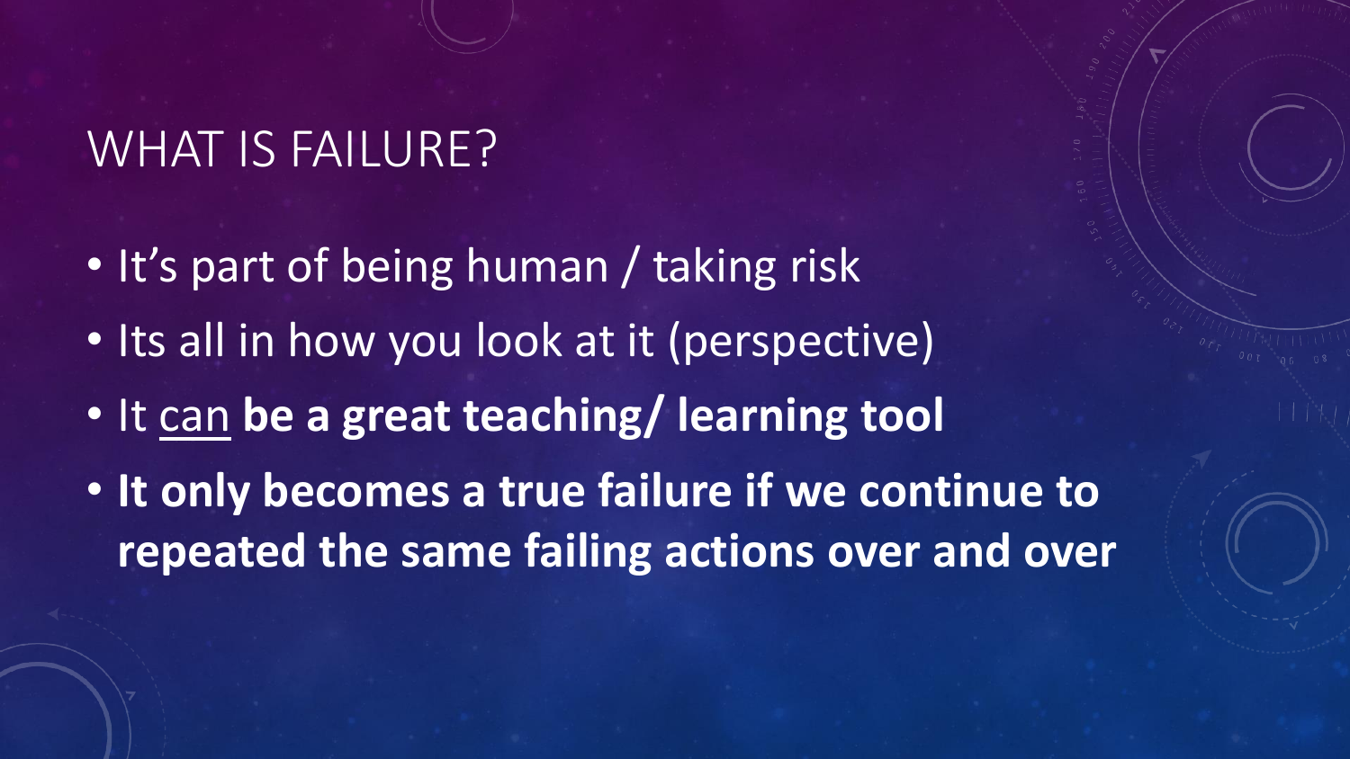# WHAT IS FAILURE?

- It’s part of being human / taking risk
- Its all in how you look at it (perspective)
- It <u>can</u> **be a great teaching/ learning tool**
- **It only becomes a true failure if we continue to repeated the same failing actions over and over**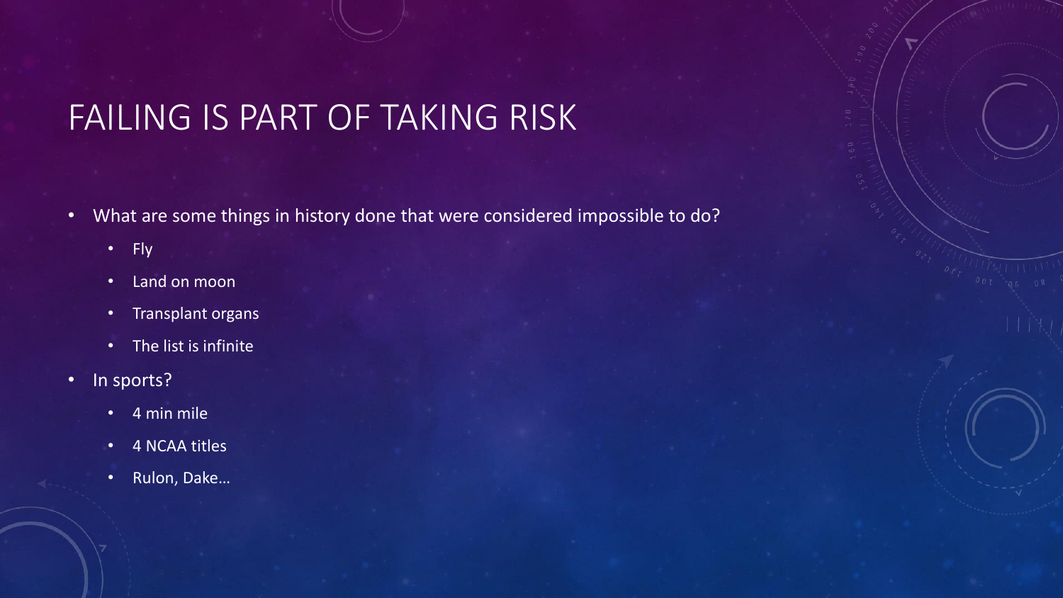# FAILING IS PART OF TAKING RISK

- What are some things in history done that were considered impossible to do?
  - Fly
  - Land on moon
  - Transplant organs
  - The list is infinite
- In sports?
  - 4 min mile
  - 4 NCAA titles
  - Rulon, Dake…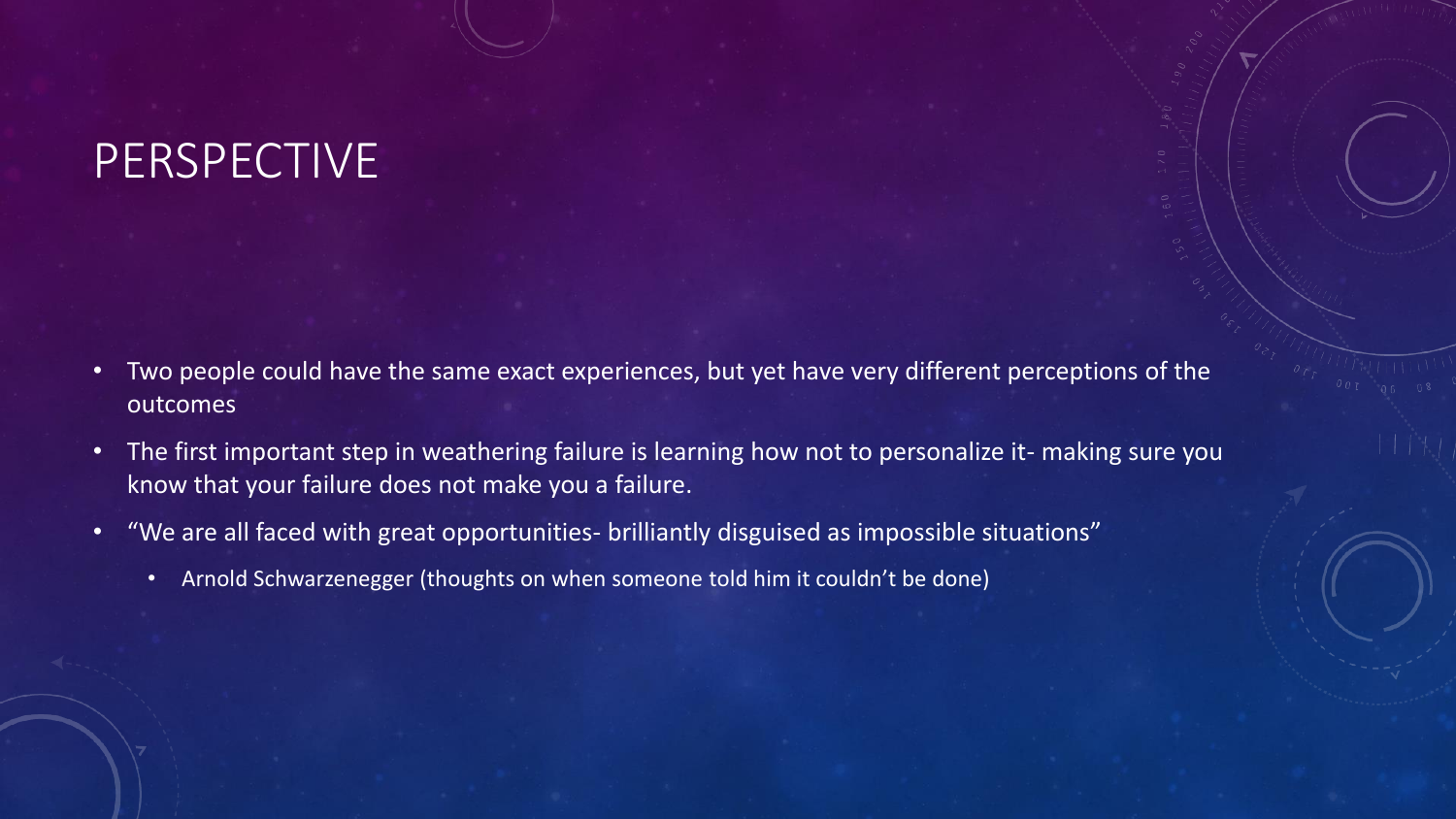# PERSPECTIVE

- Two people could have the same exact experiences, but yet have very different perceptions of the outcomes
- The first important step in weathering failure is learning how not to personalize it- making sure you know that your failure does not make you a failure.
- "We are all faced with great opportunities- brilliantly disguised as impossible situations"
  - Arnold Schwarzenegger (thoughts on when someone told him it couldn't be done)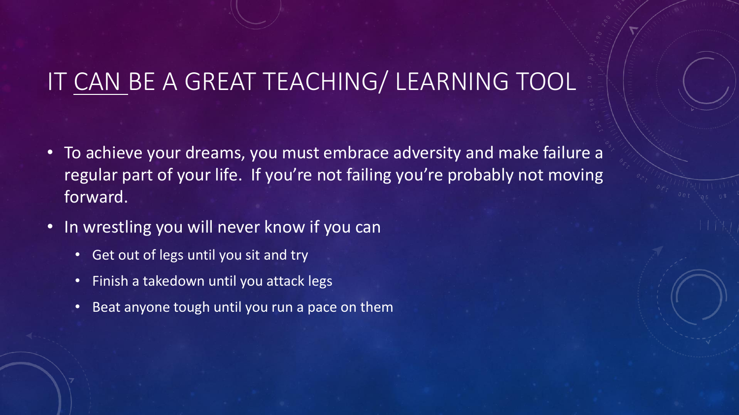# IT CAN BE A GREAT TEACHING/ LEARNING TOOL

- To achieve your dreams, you must embrace adversity and make failure a regular part of your life. If you're not failing you're probably not moving forward.
- In wrestling you will never know if you can
  - Get out of legs until you sit and try
  - Finish a takedown until you attack legs
  - Beat anyone tough until you run a pace on them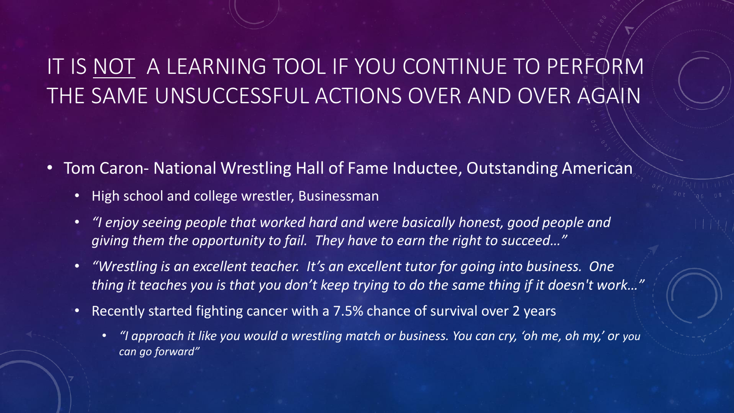# IT IS NOT A LEARNING TOOL IF YOU CONTINUE TO PERFORM THE SAME UNSUCCESSFUL ACTIONS OVER AND OVER AGAIN

- Tom Caron- National Wrestling Hall of Fame Inductee, Outstanding American
  - High school and college wrestler, Businessman
  - *"I enjoy seeing people that worked hard and were basically honest, good people and giving them the opportunity to fail. They have to earn the right to succeed…"*
  - *"Wrestling is an excellent teacher. It's an excellent tutor for going into business. One thing it teaches you is that you don't keep trying to do the same thing if it doesn't work…"*
  - Recently started fighting cancer with a 7.5% chance of survival over 2 years
    - *"I approach it like you would a wrestling match or business. You can cry, 'oh me, oh my,' or you can go forward"*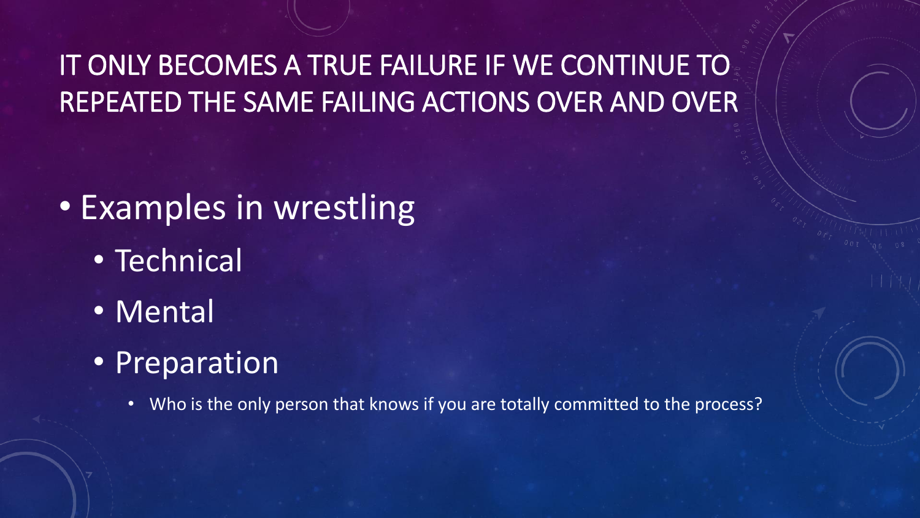# IT ONLY BECOMES A TRUE FAILURE IF WE CONTINUE TO REPEATED THE SAME FAILING ACTIONS OVER AND OVER

- Examples in wrestling
  - Technical
  - Mental
  - Preparation
    - Who is the only person that knows if you are totally committed to the process?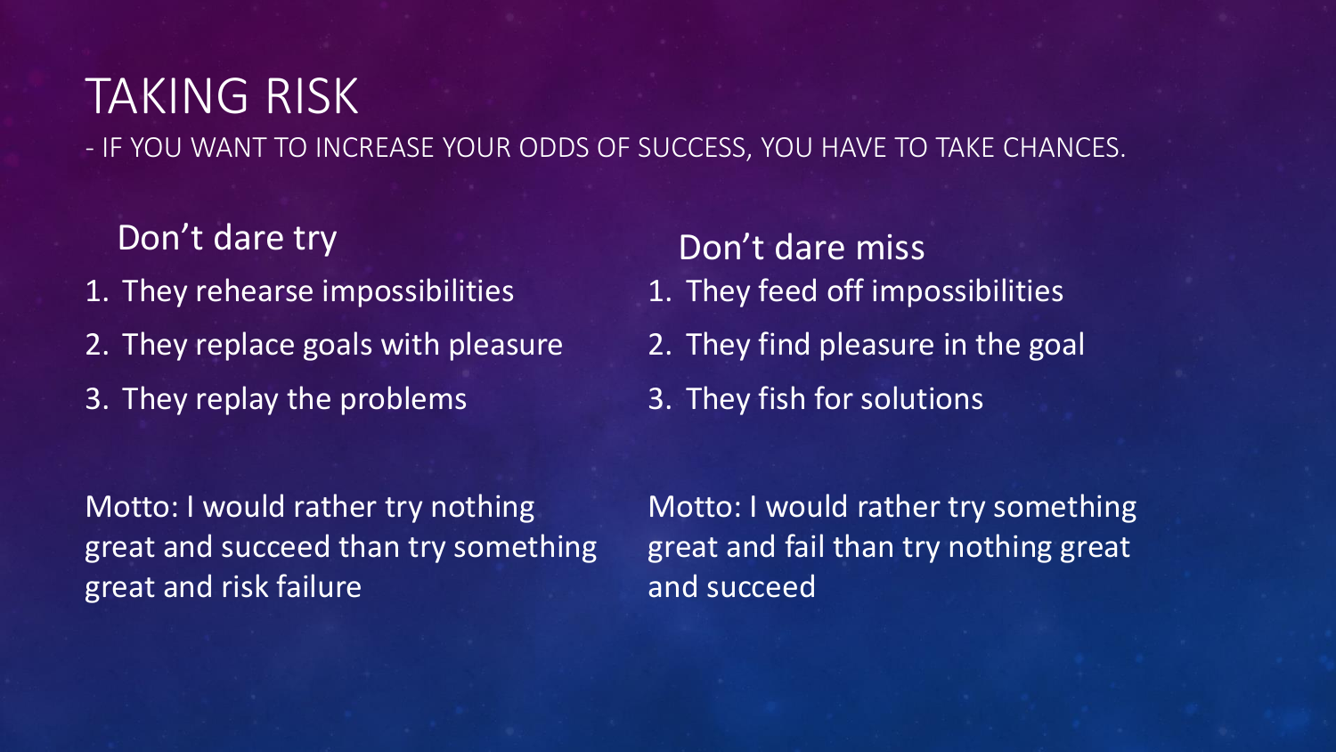# TAKING RISK

- IF YOU WANT TO INCREASE YOUR ODDS OF SUCCESS, YOU HAVE TO TAKE CHANCES.

## Don't dare try

1. They rehearse impossibilities
2. They replace goals with pleasure
3. They replay the problems

Motto: I would rather try nothing great and succeed than try something great and risk failure

## Don't dare miss

1. They feed off impossibilities
2. They find pleasure in the goal
3. They fish for solutions

Motto: I would rather try something great and fail than try nothing great and succeed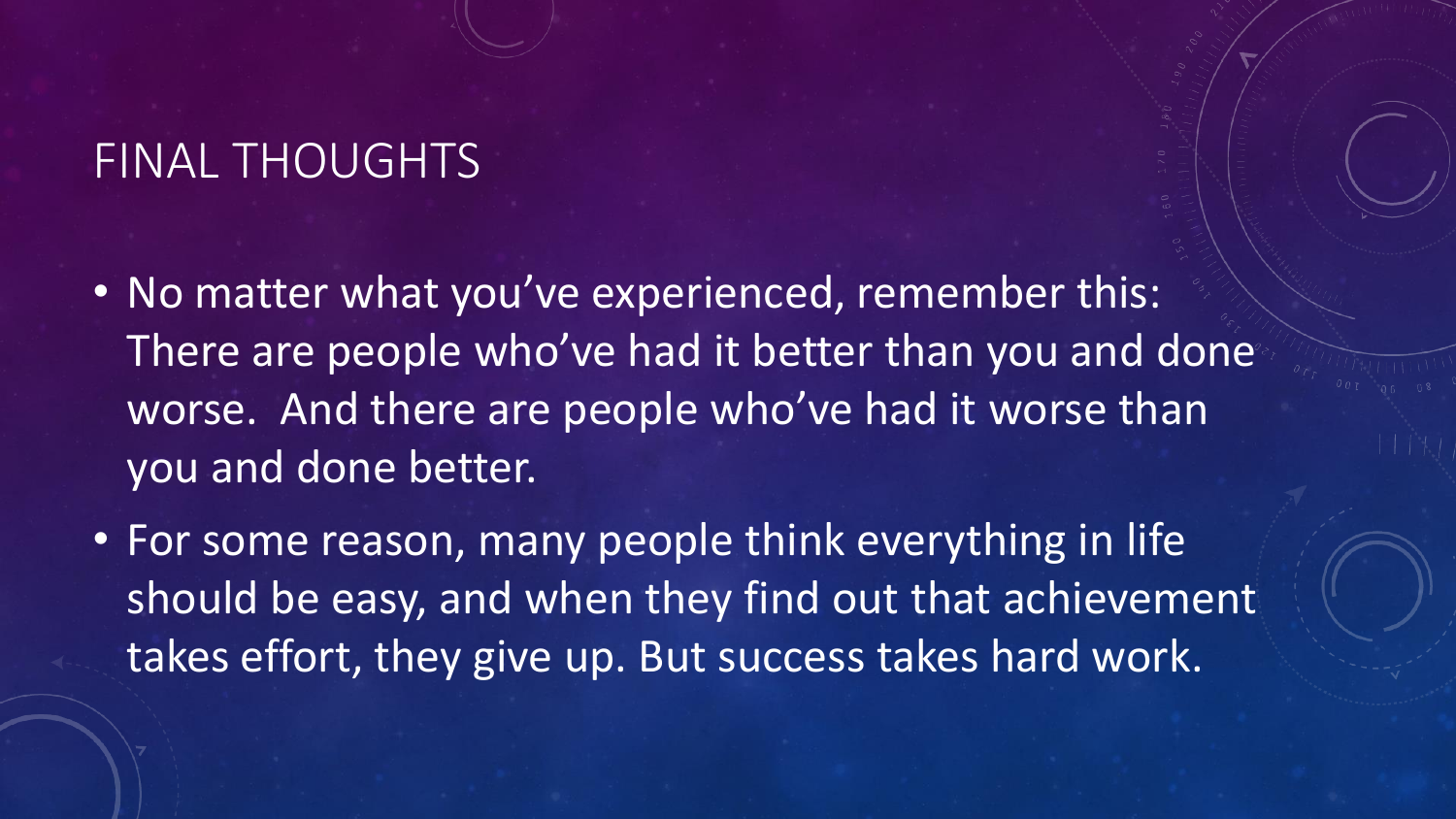# FINAL THOUGHTS

- No matter what you've experienced, remember this: There are people who've had it better than you and done worse. And there are people who've had it worse than you and done better.
- For some reason, many people think everything in life should be easy, and when they find out that achievement takes effort, they give up. But success takes hard work.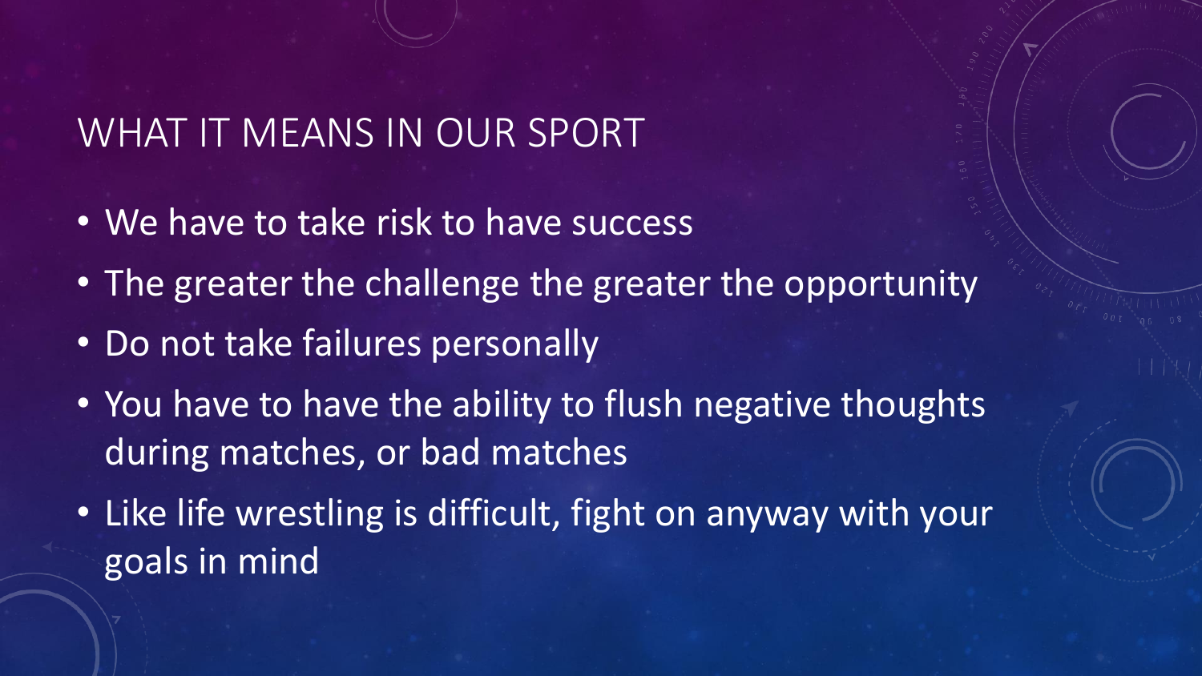## WHAT IT MEANS IN OUR SPORT

- We have to take risk to have success
- The greater the challenge the greater the opportunity
- Do not take failures personally
- You have to have the ability to flush negative thoughts during matches, or bad matches
- Like life wrestling is difficult, fight on anyway with your goals in mind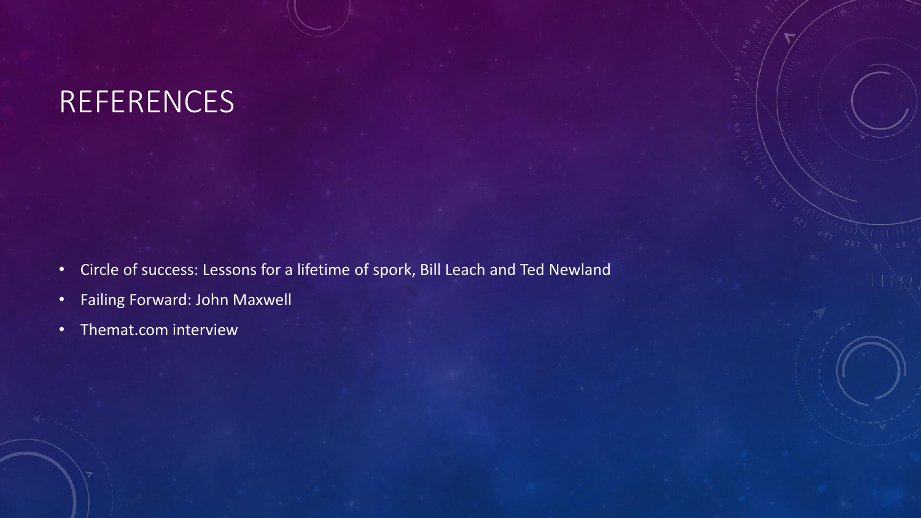# REFERENCES

- Circle of success: Lessons for a lifetime of spork, Bill Leach and Ted Newland
- Failing Forward: John Maxwell
- Themat.com interview